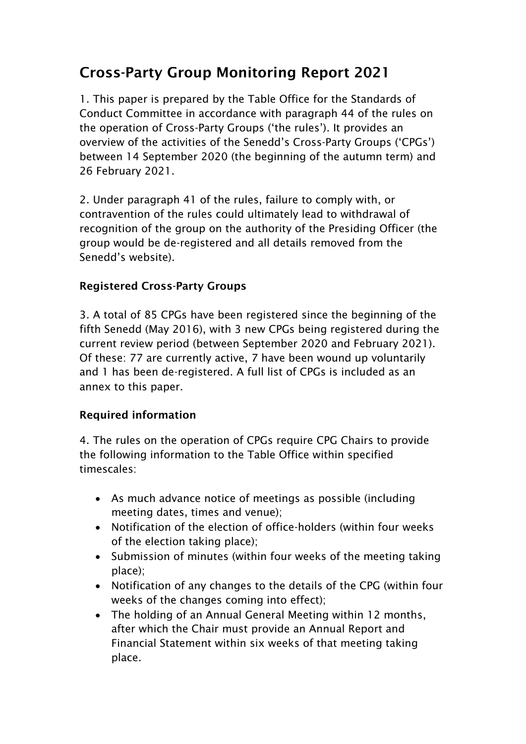# Cross-Party Group Monitoring Report 2021

1. This paper is prepared by the Table Office for the Standards of Conduct Committee in accordance with paragraph 44 of the rules on the operation of Cross-Party Groups ('the rules'). It provides an overview of the activities of the Senedd's Cross-Party Groups ('CPGs') between 14 September 2020 (the beginning of the autumn term) and 26 February 2021.

2. Under paragraph 41 of the rules, failure to comply with, or contravention of the rules could ultimately lead to withdrawal of recognition of the group on the authority of the Presiding Officer (the group would be de-registered and all details removed from the Senedd's website).

### Registered Cross-Party Groups

3. A total of 85 CPGs have been registered since the beginning of the fifth Senedd (May 2016), with 3 new CPGs being registered during the current review period (between September 2020 and February 2021). Of these: 77 are currently active, 7 have been wound up voluntarily and 1 has been de-registered. A full list of CPGs is included as an annex to this paper.

### Required information

4. The rules on the operation of CPGs require CPG Chairs to provide the following information to the Table Office within specified timescales:

- As much advance notice of meetings as possible (including meeting dates, times and venue);
- Notification of the election of office-holders (within four weeks of the election taking place);
- Submission of minutes (within four weeks of the meeting taking place);
- Notification of any changes to the details of the CPG (within four weeks of the changes coming into effect);
- The holding of an Annual General Meeting within 12 months, after which the Chair must provide an Annual Report and Financial Statement within six weeks of that meeting taking place.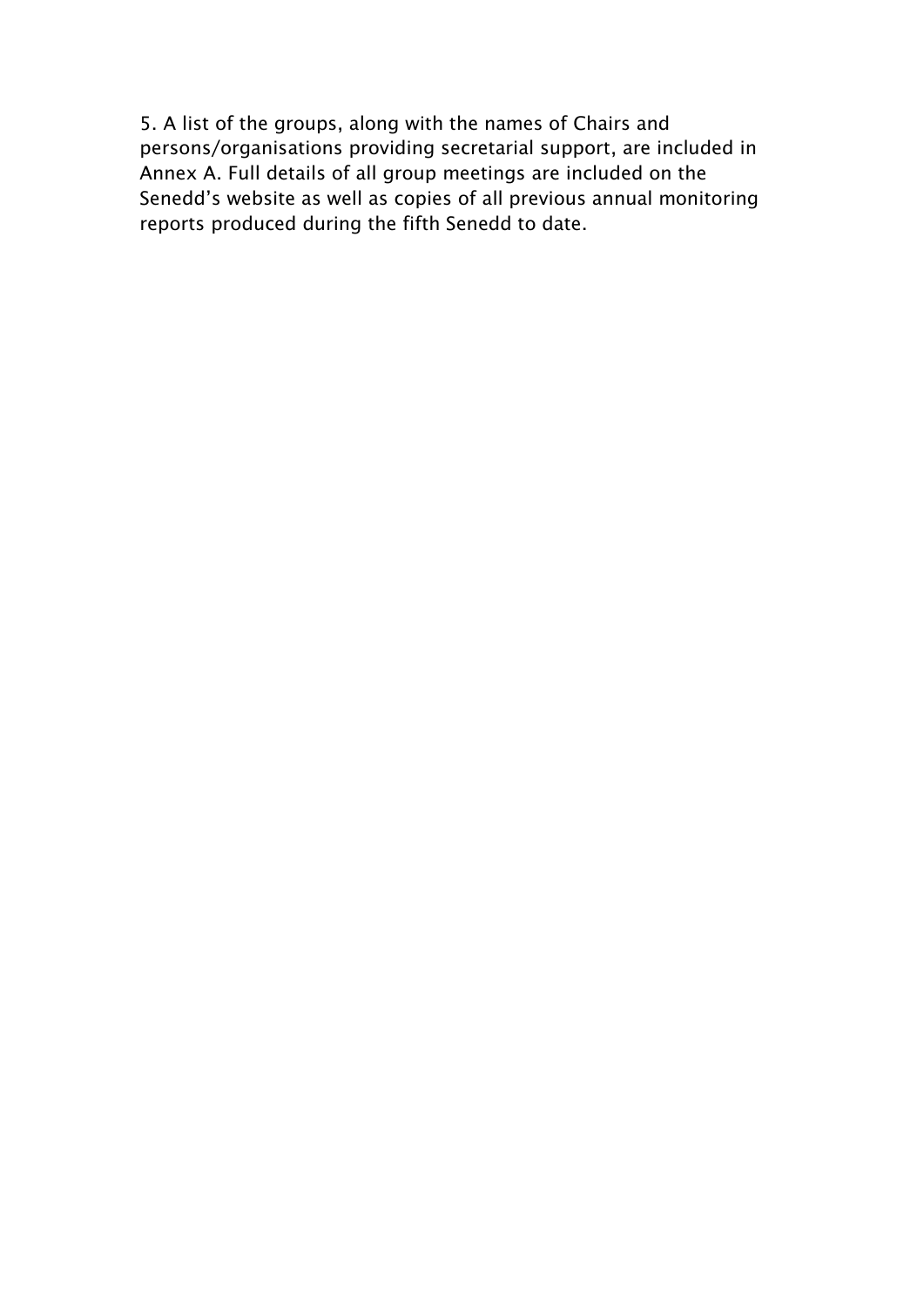5. A list of the groups, along with the names of Chairs and persons/organisations providing secretarial support, are included in Annex A. Full details of all group meetings are included on the Senedd's website as well as copies of all previous annual monitoring reports produced during the fifth Senedd to date.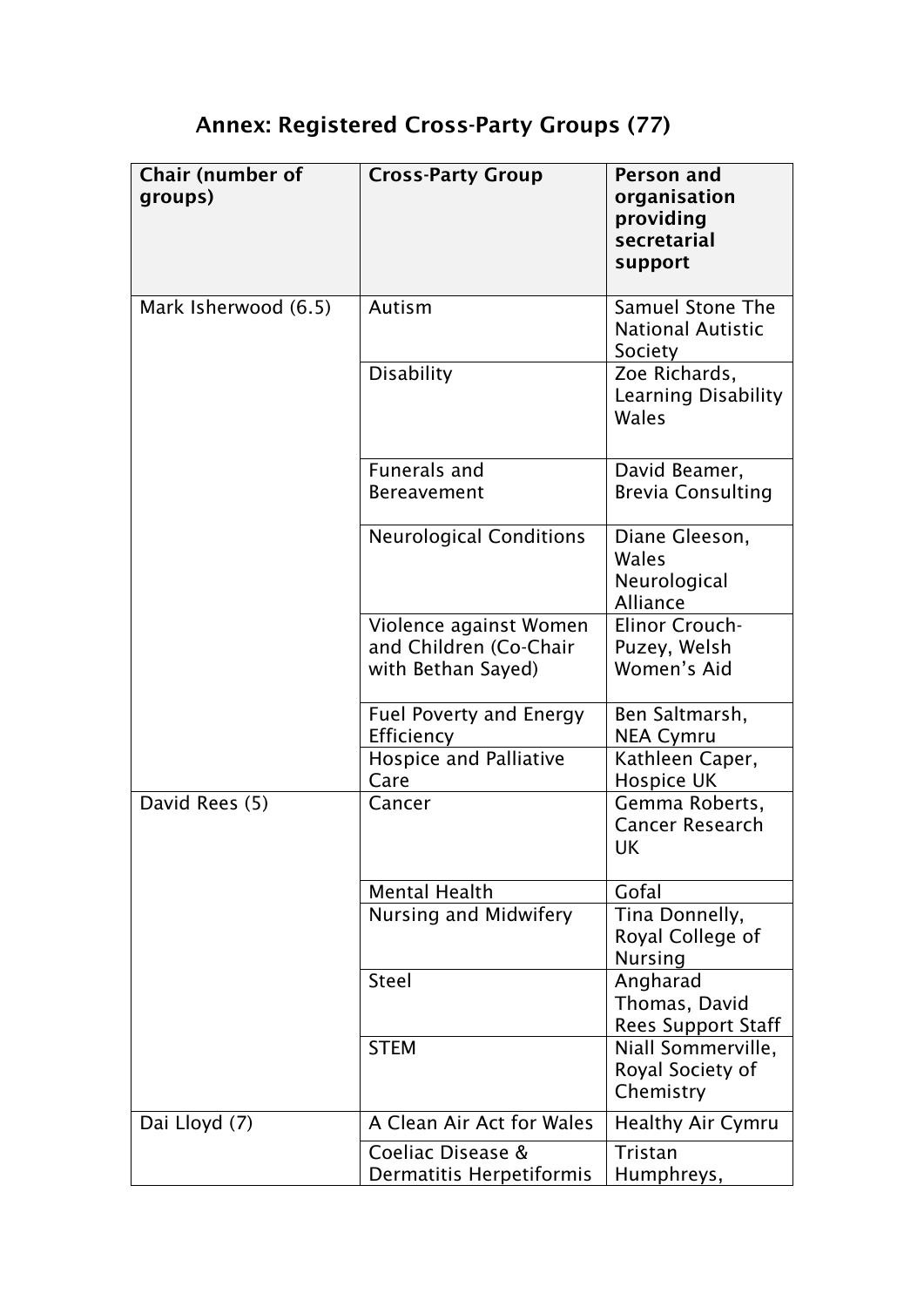## Annex: Registered Cross-Party Groups (77)

| Chair (number of groups) | Cross-Party Group | Person and organisation providing secretarial support |
|---|---|---|
| Mark Isherwood (6.5) | Autism | Samuel Stone The National Autistic Society |
| | Disability | Zoe Richards, Learning Disability Wales |
| | Funerals and Bereavement | David Beamer, Brevia Consulting |
| | Neurological Conditions | Diane Gleeson, Wales Neurological Alliance |
| | Violence against Women and Children (Co-Chair with Bethan Sayed) | Elinor Crouch-Puzey, Welsh Women's Aid |
| | Fuel Poverty and Energy Efficiency | Ben Saltmarsh, NEA Cymru |
| | Hospice and Palliative Care | Kathleen Caper, Hospice UK |
| David Rees (5) | Cancer | Gemma Roberts, Cancer Research UK |
| | Mental Health | Gofal |
| | Nursing and Midwifery | Tina Donnelly, Royal College of Nursing |
| | Steel | Angharad Thomas, David Rees Support Staff |
| | STEM | Niall Sommerville, Royal Society of Chemistry |
| Dai Lloyd (7) | A Clean Air Act for Wales | Healthy Air Cymru |
| | Coeliac Disease & Dermatitis Herpetiformis | Tristan Humphreys, |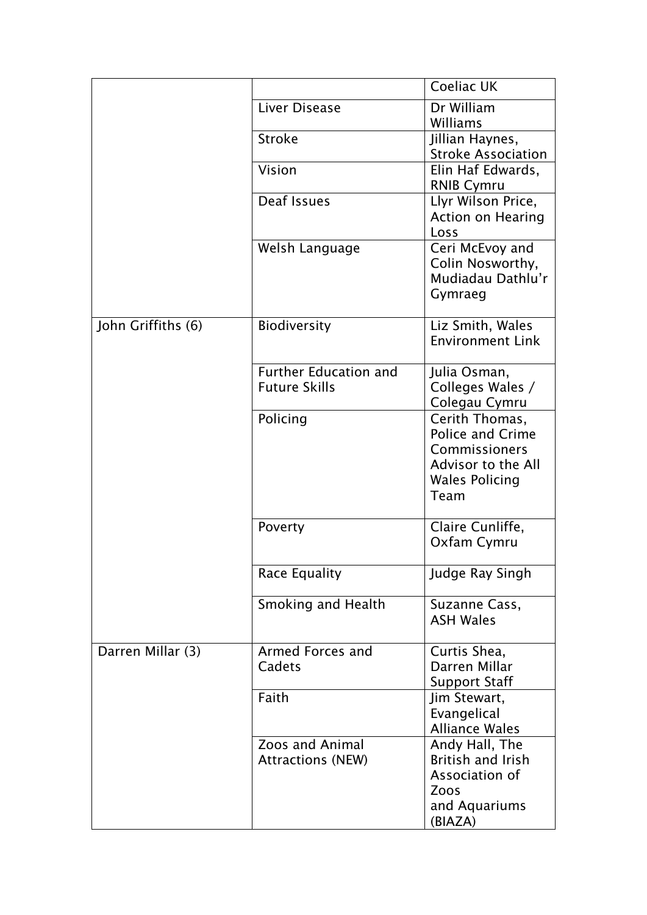|  |  |  |
|---|---|---|
|  |  | Coeliac UK |
|  | Liver Disease | Dr William Williams |
|  | Stroke | Jillian Haynes, Stroke Association |
|  | Vision | Elin Haf Edwards, RNIB Cymru |
|  | Deaf Issues | Llyr Wilson Price, Action on Hearing Loss |
|  | Welsh Language | Ceri McEvoy and Colin Nosworthy, Mudiadau Dathlu'r Gymraeg |
| John Griffiths (6) | Biodiversity | Liz Smith, Wales Environment Link |
|  | Further Education and Future Skills | Julia Osman, Colleges Wales / Colegau Cymru |
|  | Policing | Cerith Thomas, Police and Crime Commissioners Advisor to the All Wales Policing Team |
|  | Poverty | Claire Cunliffe, Oxfam Cymru |
|  | Race Equality | Judge Ray Singh |
|  | Smoking and Health | Suzanne Cass, ASH Wales |
| Darren Millar (3) | Armed Forces and Cadets | Curtis Shea, Darren Millar Support Staff |
|  | Faith | Jim Stewart, Evangelical Alliance Wales |
|  | Zoos and Animal Attractions (NEW) | Andy Hall, The British and Irish Association of Zoos and Aquariums (BIAZA) |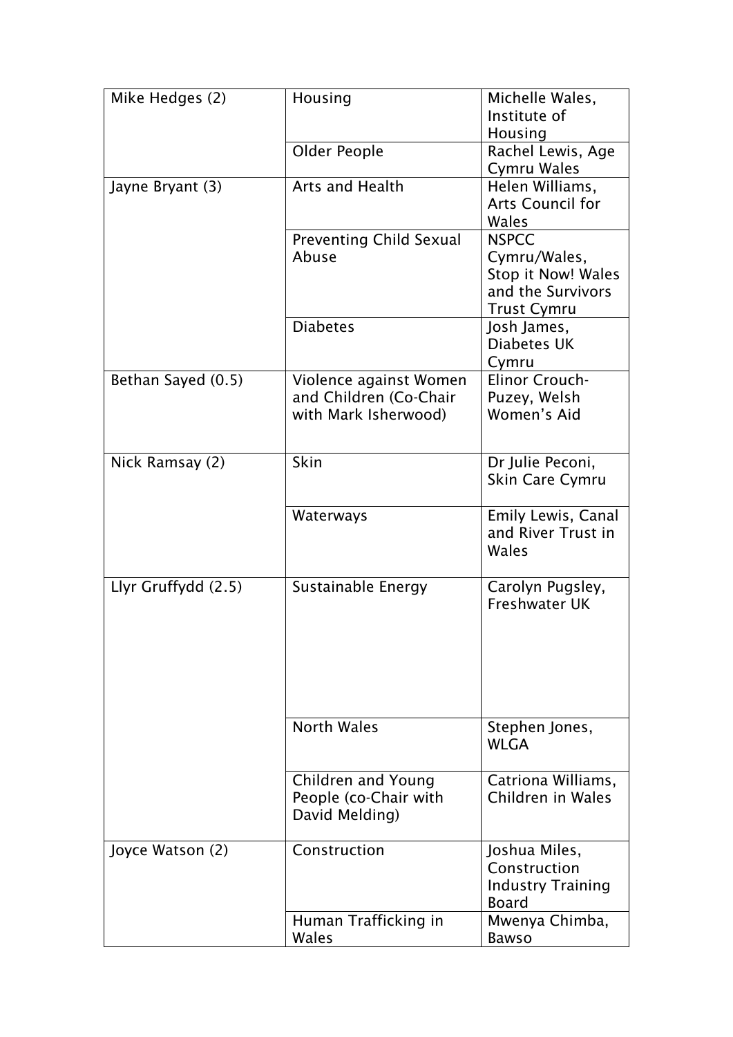| Mike Hedges (2) | Housing | Michelle Wales, Institute of Housing |
|---|---|---|
| | Older People | Rachel Lewis, Age Cymru Wales |
| Jayne Bryant (3) | Arts and Health | Helen Williams, Arts Council for Wales |
| | Preventing Child Sexual Abuse | NSPCC Cymru/Wales, Stop it Now! Wales and the Survivors Trust Cymru |
| | Diabetes | Josh James, Diabetes UK Cymru |
| Bethan Sayed (0.5) | Violence against Women and Children (Co-Chair with Mark Isherwood) | Elinor Crouch-Puzey, Welsh Women's Aid |
| Nick Ramsay (2) | Skin | Dr Julie Peconi, Skin Care Cymru |
| | Waterways | Emily Lewis, Canal and River Trust in Wales |
| Llyr Gruffydd (2.5) | Sustainable Energy | Carolyn Pugsley, Freshwater UK |
| | North Wales | Stephen Jones, WLGA |
| | Children and Young People (co-Chair with David Melding) | Catriona Williams, Children in Wales |
| Joyce Watson (2) | Construction | Joshua Miles, Construction Industry Training Board |
| | Human Trafficking in Wales | Mwenya Chimba, Bawso |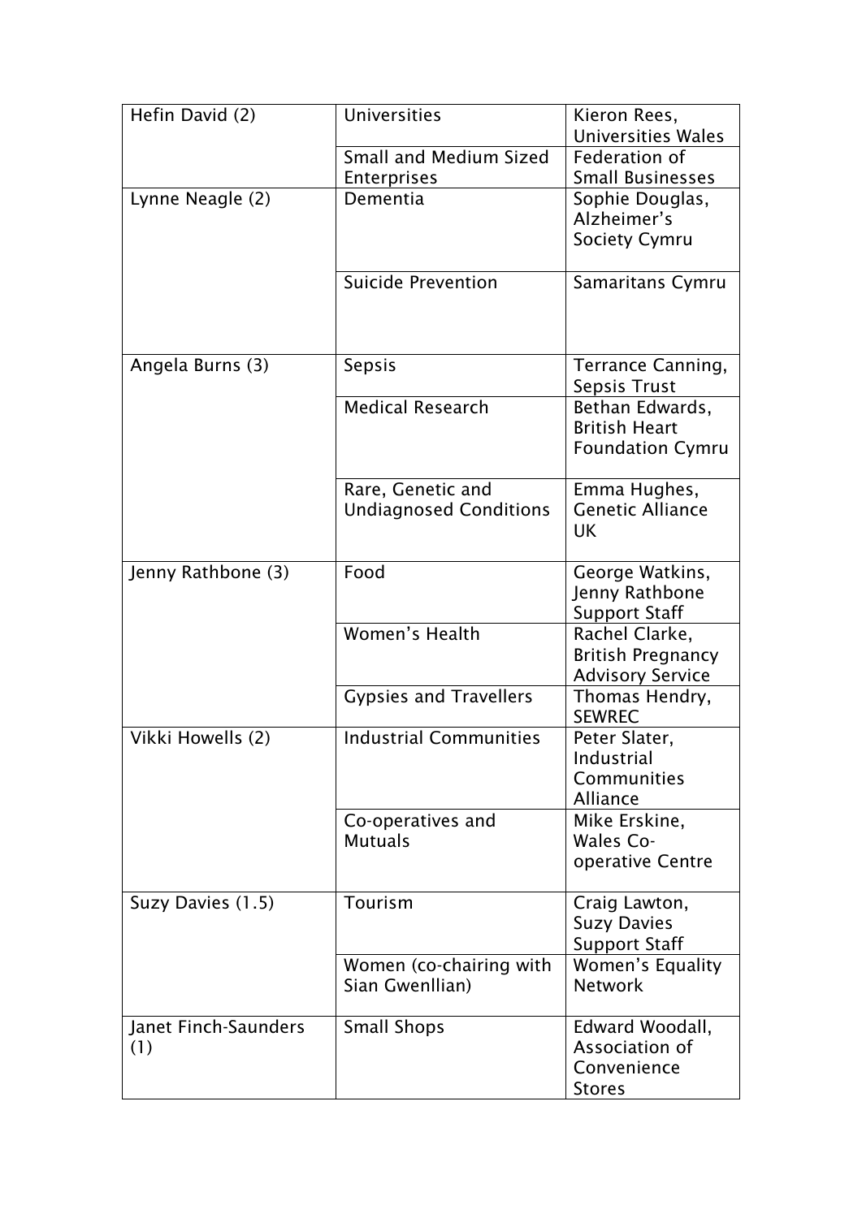| Hefin David (2) | Universities | Kieron Rees, Universities Wales |
|---|---|---|
| | Small and Medium Sized Enterprises | Federation of Small Businesses |
| Lynne Neagle (2) | Dementia | Sophie Douglas, Alzheimer's Society Cymru |
| | Suicide Prevention | Samaritans Cymru |
| Angela Burns (3) | Sepsis | Terrance Canning, Sepsis Trust |
| | Medical Research | Bethan Edwards, British Heart Foundation Cymru |
| | Rare, Genetic and Undiagnosed Conditions | Emma Hughes, Genetic Alliance UK |
| Jenny Rathbone (3) | Food | George Watkins, Jenny Rathbone Support Staff |
| | Women's Health | Rachel Clarke, British Pregnancy Advisory Service |
| | Gypsies and Travellers | Thomas Hendry, SEWREC |
| Vikki Howells (2) | Industrial Communities | Peter Slater, Industrial Communities Alliance |
| | Co-operatives and Mutuals | Mike Erskine, Wales Co-operative Centre |
| Suzy Davies (1.5) | Tourism | Craig Lawton, Suzy Davies Support Staff |
| | Women (co-chairing with Sian Gwenllian) | Women's Equality Network |
| Janet Finch-Saunders (1) | Small Shops | Edward Woodall, Association of Convenience Stores |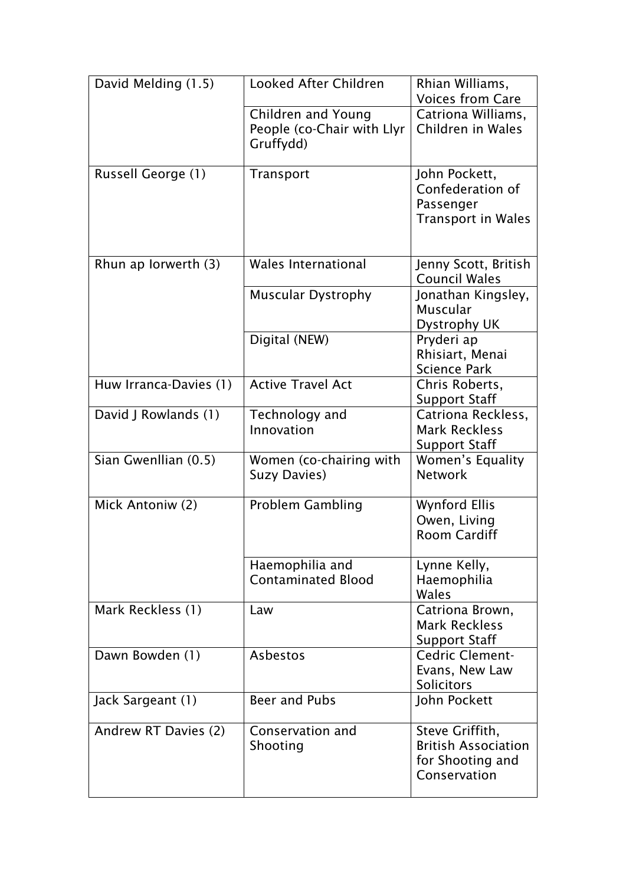| David Melding (1.5) | Looked After Children | Rhian Williams, Voices from Care |
|---|---|---|
| | Children and Young People (co-Chair with Llyr Gruffydd) | Catriona Williams, Children in Wales |
| Russell George (1) | Transport | John Pockett, Confederation of Passenger Transport in Wales |
| Rhun ap Iorwerth (3) | Wales International | Jenny Scott, British Council Wales |
| | Muscular Dystrophy | Jonathan Kingsley, Muscular Dystrophy UK |
| | Digital (NEW) | Pryderi ap Rhisiart, Menai Science Park |
| Huw Irranca-Davies (1) | Active Travel Act | Chris Roberts, Support Staff |
| David J Rowlands (1) | Technology and Innovation | Catriona Reckless, Mark Reckless Support Staff |
| Sian Gwenllian (0.5) | Women (co-chairing with Suzy Davies) | Women's Equality Network |
| Mick Antoniw (2) | Problem Gambling | Wynford Ellis Owen, Living Room Cardiff |
| | Haemophilia and Contaminated Blood | Lynne Kelly, Haemophilia Wales |
| Mark Reckless (1) | Law | Catriona Brown, Mark Reckless Support Staff |
| Dawn Bowden (1) | Asbestos | Cedric Clement-Evans, New Law Solicitors |
| Jack Sargeant (1) | Beer and Pubs | John Pockett |
| Andrew RT Davies (2) | Conservation and Shooting | Steve Griffith, British Association for Shooting and Conservation |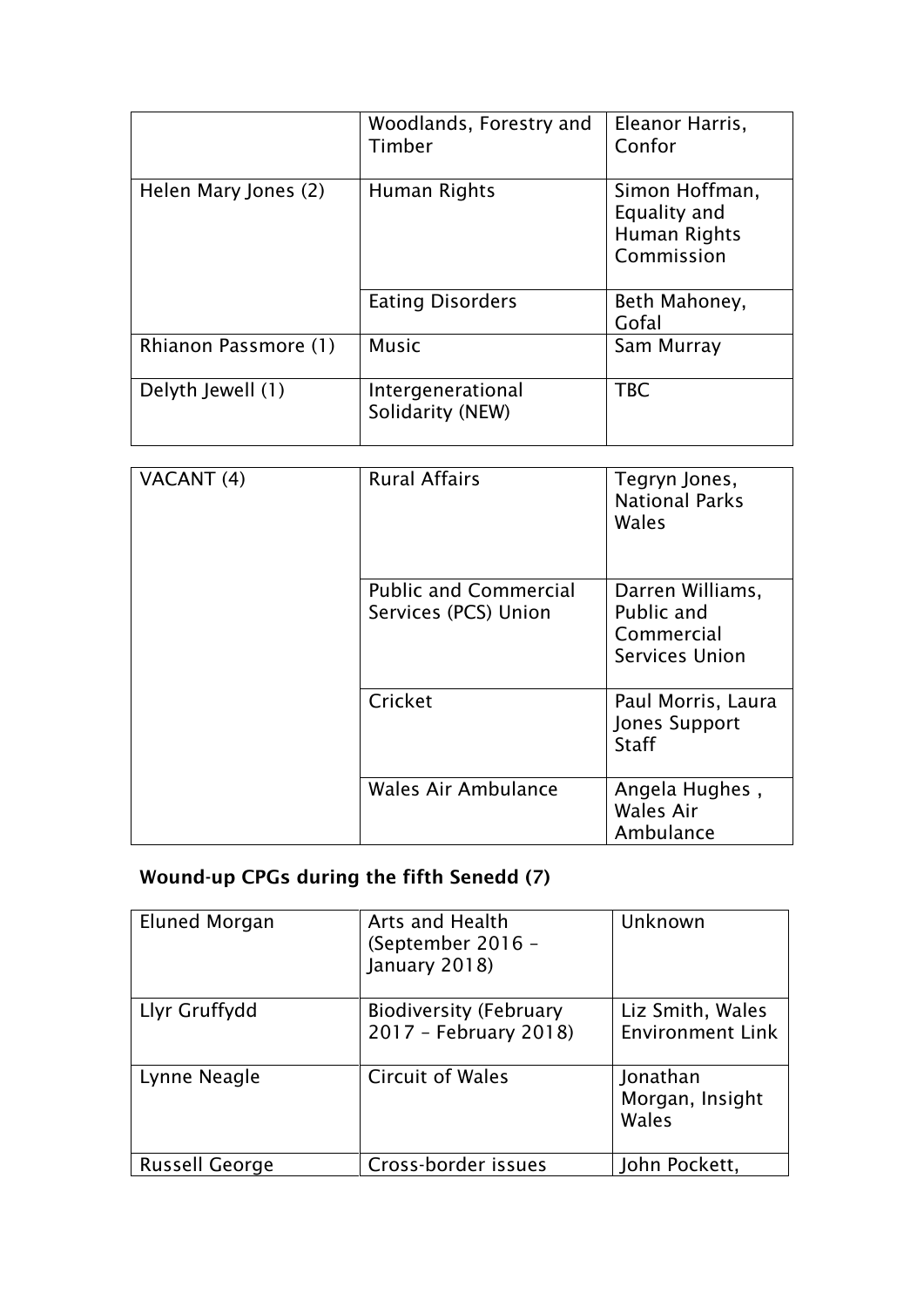|  |  |  |
| --- | --- | --- |
|  | Woodlands, Forestry and Timber | Eleanor Harris, Confor |
| Helen Mary Jones (2) | Human Rights | Simon Hoffman, Equality and Human Rights Commission |
|  | Eating Disorders | Beth Mahoney, Gofal |
| Rhianon Passmore (1) | Music | Sam Murray |
| Delyth Jewell (1) | Intergenerational Solidarity (NEW) | TBC |

|  |  |  |
| --- | --- | --- |
| VACANT (4) | Rural Affairs | Tegryn Jones, National Parks Wales |
|  | Public and Commercial Services (PCS) Union | Darren Williams, Public and Commercial Services Union |
|  | Cricket | Paul Morris, Laura Jones Support Staff |
|  | Wales Air Ambulance | Angela Hughes , Wales Air Ambulance |

**Wound-up CPGs during the fifth Senedd (7)**

|  |  |  |
| --- | --- | --- |
| Eluned Morgan | Arts and Health (September 2016 – January 2018) | Unknown |
| Llyr Gruffydd | Biodiversity (February 2017 – February 2018) | Liz Smith, Wales Environment Link |
| Lynne Neagle | Circuit of Wales | Jonathan Morgan, Insight Wales |
| Russell George | Cross-border issues | John Pockett, |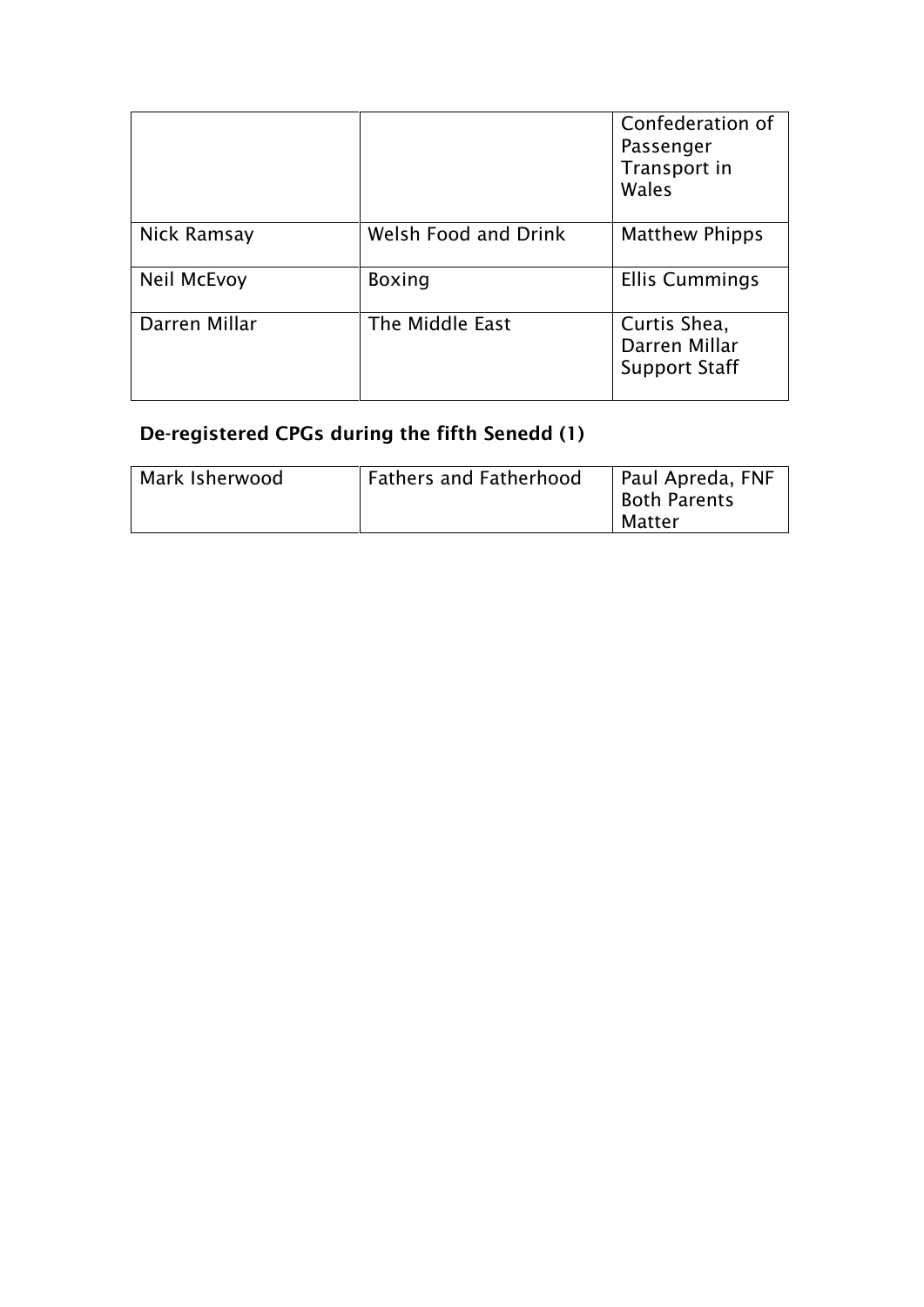| | | |
|---|---|---|
| | | Confederation of Passenger Transport in Wales |
| Nick Ramsay | Welsh Food and Drink | Matthew Phipps |
| Neil McEvoy | Boxing | Ellis Cummings |
| Darren Millar | The Middle East | Curtis Shea, Darren Millar Support Staff |

## De-registered CPGs during the fifth Senedd (1)

| | | |
|---|---|---|
| Mark Isherwood | Fathers and Fatherhood | Paul Apreda, FNF Both Parents Matter |